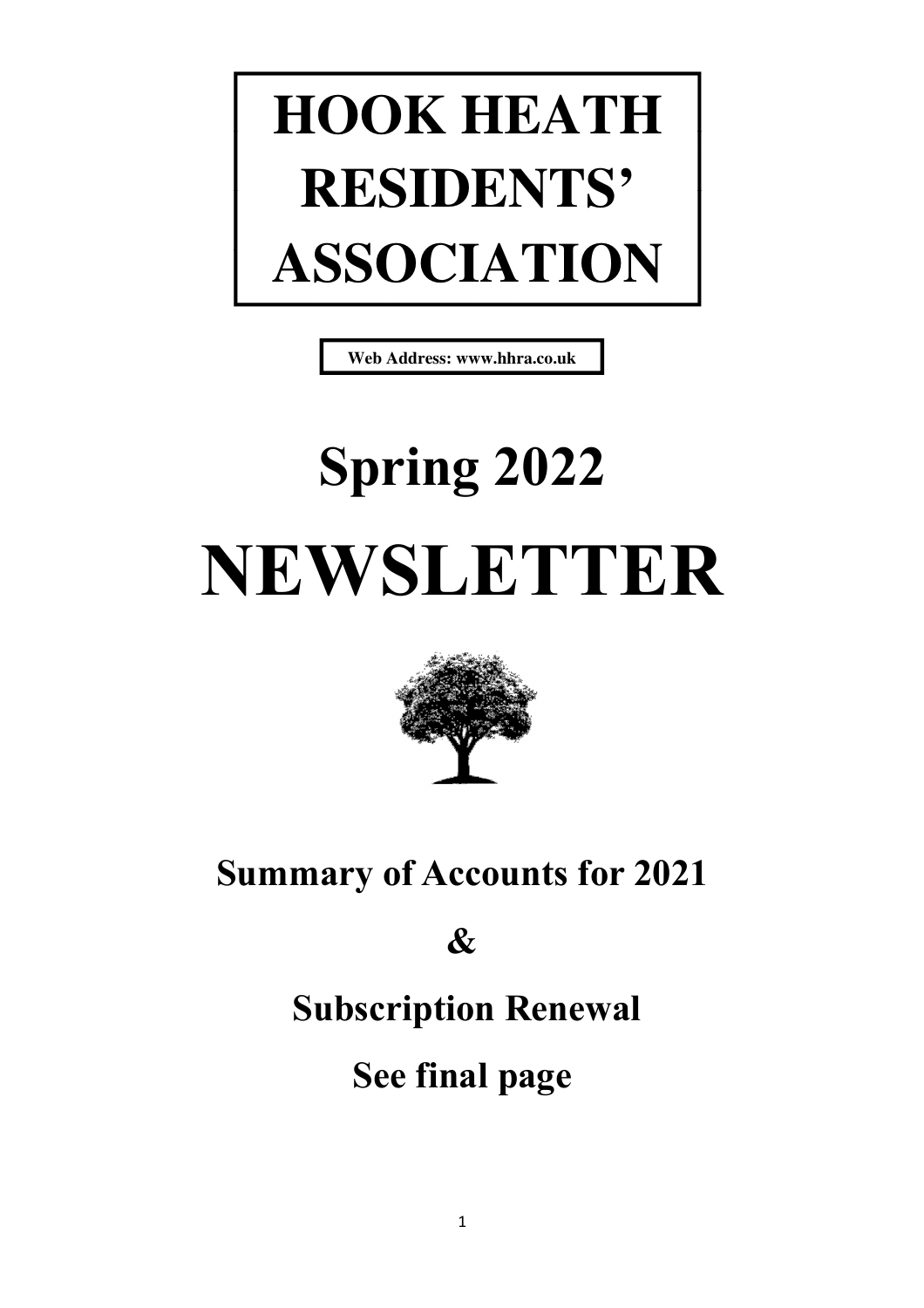# HOOK HEATH RESIDENTS' ASSOCIATION

**Web Address: www.hhra.co.uk**

# Spring 2022

# NEWSLETTER

## Summary of Accounts for 2021

## &

## Subscription Renewal

## See final page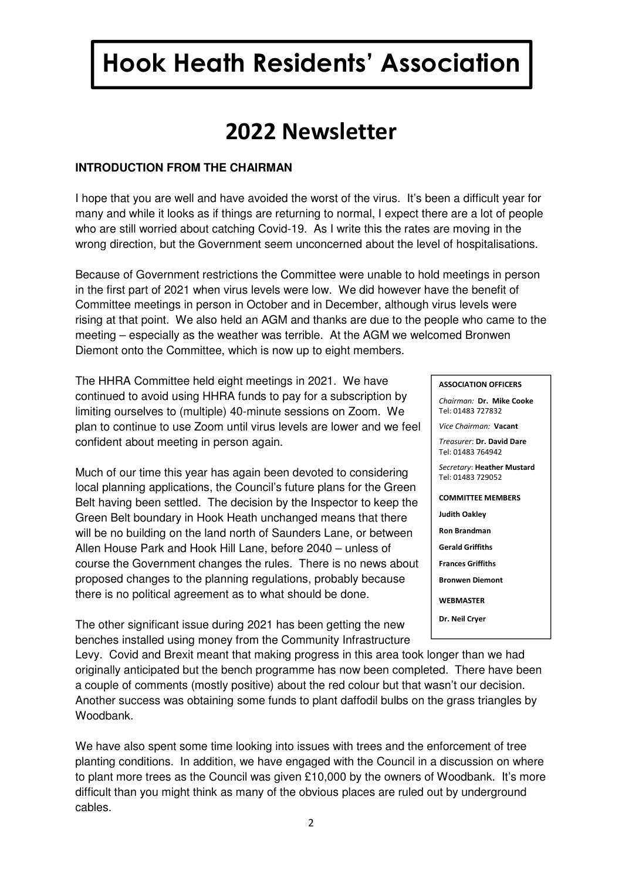# Hook Heath Residents' Association

# 2022 Newsletter

**INTRODUCTION FROM THE CHAIRMAN**

I hope that you are well and have avoided the worst of the virus. It's been a difficult year for many and while it looks as if things are returning to normal, I expect there are a lot of people who are still worried about catching Covid-19. As I write this the rates are moving in the wrong direction, but the Government seem unconcerned about the level of hospitalisations.

Because of Government restrictions the Committee were unable to hold meetings in person in the first part of 2021 when virus levels were low. We did however have the benefit of Committee meetings in person in October and in December, although virus levels were rising at that point. We also held an AGM and thanks are due to the people who came to the meeting – especially as the weather was terrible. At the AGM we welcomed Bronwen Diemont onto the Committee, which is now up to eight members.

The HHRA Committee held eight meetings in 2021. We have continued to avoid using HHRA funds to pay for a subscription by limiting ourselves to (multiple) 40-minute sessions on Zoom. We plan to continue to use Zoom until virus levels are lower and we feel confident about meeting in person again.

Much of our time this year has again been devoted to considering local planning applications, the Council's future plans for the Green Belt having been settled. The decision by the Inspector to keep the Green Belt boundary in Hook Heath unchanged means that there will be no building on the land north of Saunders Lane, or between Allen House Park and Hook Hill Lane, before 2040 – unless of course the Government changes the rules. There is no news about proposed changes to the planning regulations, probably because there is no political agreement as to what should be done.

The other significant issue during 2021 has been getting the new benches installed using money from the Community Infrastructure Levy. Covid and Brexit meant that making progress in this area took longer than we had originally anticipated but the bench programme has now been completed. There have been a couple of comments (mostly positive) about the red colour but that wasn't our decision. Another success was obtaining some funds to plant daffodil bulbs on the grass triangles by Woodbank.

We have also spent some time looking into issues with trees and the enforcement of tree planting conditions. In addition, we have engaged with the Council in a discussion on where to plant more trees as the Council was given £10,000 by the owners of Woodbank. It's more difficult than you might think as many of the obvious places are ruled out by underground cables.

**ASSOCIATION OFFICERS**

*Chairman:* **Dr. Mike Cooke**
Tel: 01483 727832

*Vice Chairman:* **Vacant**

*Treasurer*: **Dr. David Dare**
Tel: 01483 764942

*Secretary*: **Heather Mustard**
Tel: 01483 729052

**COMMITTEE MEMBERS**

**Judith Oakley**

**Ron Brandman**

**Gerald Griffiths**

**Frances Griffiths**

**Bronwen Diemont**

**WEBMASTER**

**Dr. Neil Cryer**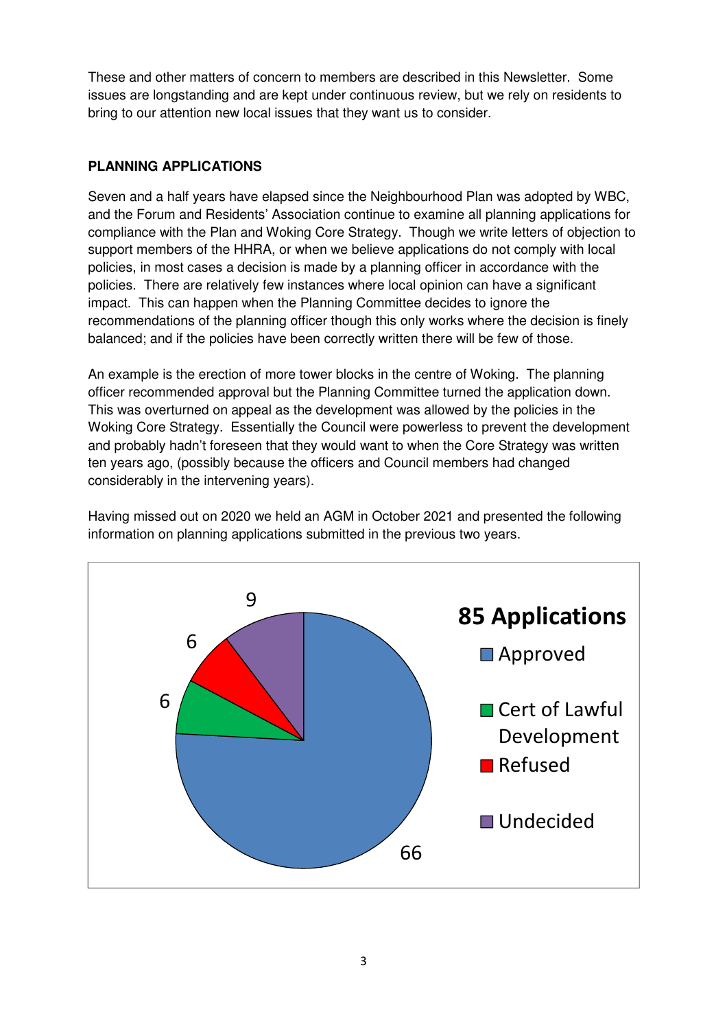These and other matters of concern to members are described in this Newsletter. Some issues are longstanding and are kept under continuous review, but we rely on residents to bring to our attention new local issues that they want us to consider.

**PLANNING APPLICATIONS**

Seven and a half years have elapsed since the Neighbourhood Plan was adopted by WBC, and the Forum and Residents' Association continue to examine all planning applications for compliance with the Plan and Woking Core Strategy. Though we write letters of objection to support members of the HHRA, or when we believe applications do not comply with local policies, in most cases a decision is made by a planning officer in accordance with the policies. There are relatively few instances where local opinion can have a significant impact. This can happen when the Planning Committee decides to ignore the recommendations of the planning officer though this only works where the decision is finely balanced; and if the policies have been correctly written there will be few of those.

An example is the erection of more tower blocks in the centre of Woking. The planning officer recommended approval but the Planning Committee turned the application down. This was overturned on appeal as the development was allowed by the policies in the Woking Core Strategy. Essentially the Council were powerless to prevent the development and probably hadn't foreseen that they would want to when the Core Strategy was written ten years ago, (possibly because the officers and Council members had changed considerably in the intervening years).

Having missed out on 2020 we held an AGM in October 2021 and presented the following information on planning applications submitted in the previous two years.

**85 Applications**

| Category | Number |
|---|---|
| Approved | 66 |
| Cert of Lawful Development | 6 |
| Refused | 6 |
| Undecided | 9 |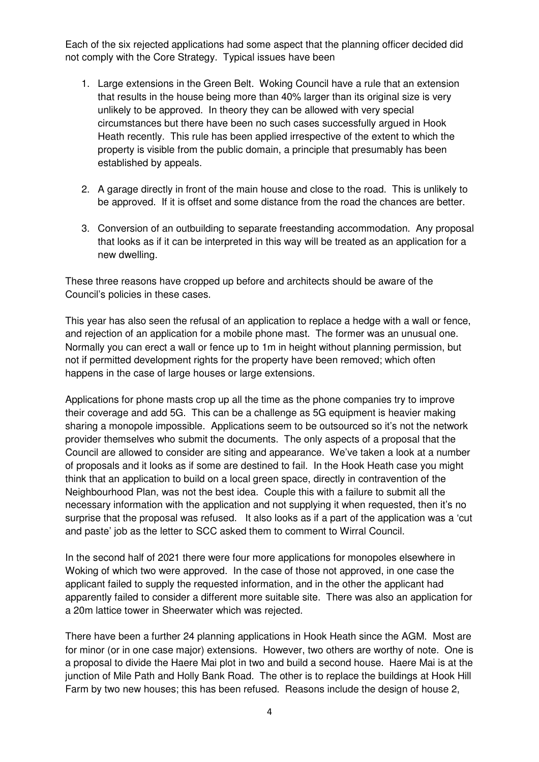Each of the six rejected applications had some aspect that the planning officer decided did not comply with the Core Strategy. Typical issues have been

1. Large extensions in the Green Belt. Woking Council have a rule that an extension that results in the house being more than 40% larger than its original size is very unlikely to be approved. In theory they can be allowed with very special circumstances but there have been no such cases successfully argued in Hook Heath recently. This rule has been applied irrespective of the extent to which the property is visible from the public domain, a principle that presumably has been established by appeals.

2. A garage directly in front of the main house and close to the road. This is unlikely to be approved. If it is offset and some distance from the road the chances are better.

3. Conversion of an outbuilding to separate freestanding accommodation. Any proposal that looks as if it can be interpreted in this way will be treated as an application for a new dwelling.

These three reasons have cropped up before and architects should be aware of the Council's policies in these cases.

This year has also seen the refusal of an application to replace a hedge with a wall or fence, and rejection of an application for a mobile phone mast. The former was an unusual one. Normally you can erect a wall or fence up to 1m in height without planning permission, but not if permitted development rights for the property have been removed; which often happens in the case of large houses or large extensions.

Applications for phone masts crop up all the time as the phone companies try to improve their coverage and add 5G. This can be a challenge as 5G equipment is heavier making sharing a monopole impossible. Applications seem to be outsourced so it's not the network provider themselves who submit the documents. The only aspects of a proposal that the Council are allowed to consider are siting and appearance. We've taken a look at a number of proposals and it looks as if some are destined to fail. In the Hook Heath case you might think that an application to build on a local green space, directly in contravention of the Neighbourhood Plan, was not the best idea. Couple this with a failure to submit all the necessary information with the application and not supplying it when requested, then it's no surprise that the proposal was refused. It also looks as if a part of the application was a 'cut and paste' job as the letter to SCC asked them to comment to Wirral Council.

In the second half of 2021 there were four more applications for monopoles elsewhere in Woking of which two were approved. In the case of those not approved, in one case the applicant failed to supply the requested information, and in the other the applicant had apparently failed to consider a different more suitable site. There was also an application for a 20m lattice tower in Sheerwater which was rejected.

There have been a further 24 planning applications in Hook Heath since the AGM. Most are for minor (or in one case major) extensions. However, two others are worthy of note. One is a proposal to divide the Haere Mai plot in two and build a second house. Haere Mai is at the junction of Mile Path and Holly Bank Road. The other is to replace the buildings at Hook Hill Farm by two new houses; this has been refused. Reasons include the design of house 2,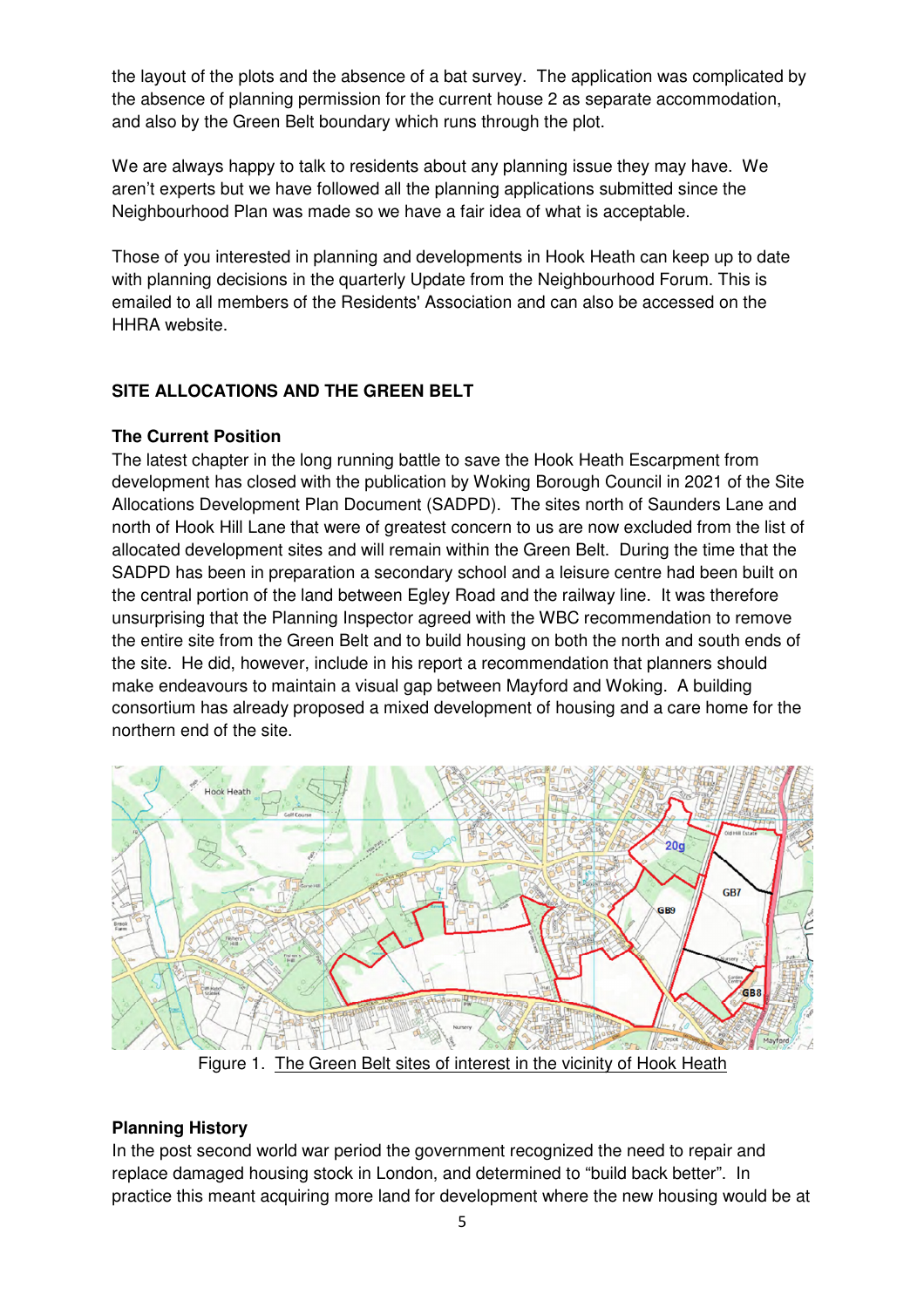the layout of the plots and the absence of a bat survey. The application was complicated by the absence of planning permission for the current house 2 as separate accommodation, and also by the Green Belt boundary which runs through the plot.

We are always happy to talk to residents about any planning issue they may have. We aren't experts but we have followed all the planning applications submitted since the Neighbourhood Plan was made so we have a fair idea of what is acceptable.

Those of you interested in planning and developments in Hook Heath can keep up to date with planning decisions in the quarterly Update from the Neighbourhood Forum. This is emailed to all members of the Residents' Association and can also be accessed on the HHRA website.

## SITE ALLOCATIONS AND THE GREEN BELT

### The Current Position

The latest chapter in the long running battle to save the Hook Heath Escarpment from development has closed with the publication by Woking Borough Council in 2021 of the Site Allocations Development Plan Document (SADPD). The sites north of Saunders Lane and north of Hook Hill Lane that were of greatest concern to us are now excluded from the list of allocated development sites and will remain within the Green Belt. During the time that the SADPD has been in preparation a secondary school and a leisure centre had been built on the central portion of the land between Egley Road and the railway line. It was therefore unsurprising that the Planning Inspector agreed with the WBC recommendation to remove the entire site from the Green Belt and to build housing on both the north and south ends of the site. He did, however, include in his report a recommendation that planners should make endeavours to maintain a visual gap between Mayford and Woking. A building consortium has already proposed a mixed development of housing and a care home for the northern end of the site.

Figure 1. The Green Belt sites of interest in the vicinity of Hook Heath

### Planning History

In the post second world war period the government recognized the need to repair and replace damaged housing stock in London, and determined to "build back better". In practice this meant acquiring more land for development where the new housing would be at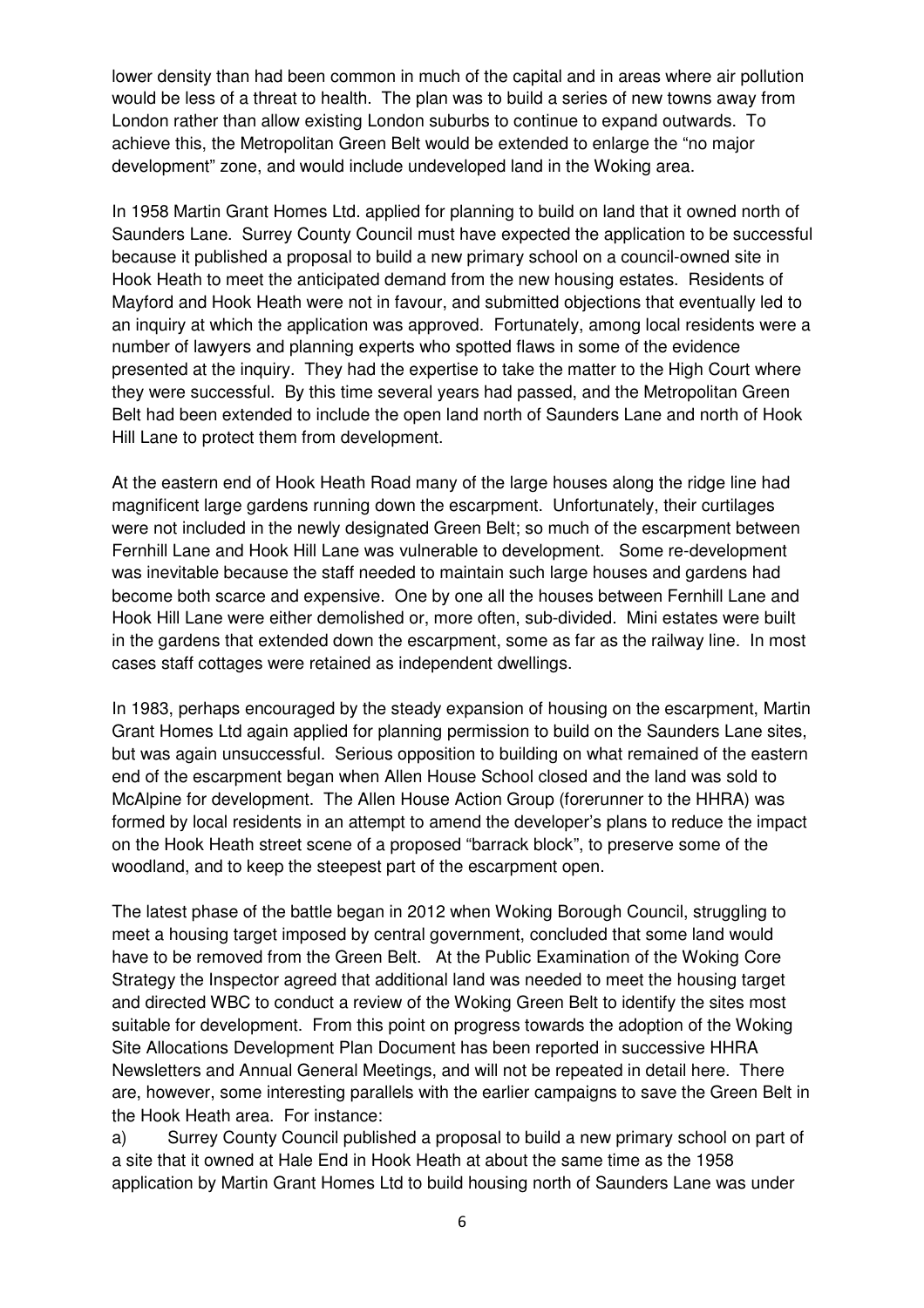lower density than had been common in much of the capital and in areas where air pollution would be less of a threat to health. The plan was to build a series of new towns away from London rather than allow existing London suburbs to continue to expand outwards. To achieve this, the Metropolitan Green Belt would be extended to enlarge the "no major development" zone, and would include undeveloped land in the Woking area.

In 1958 Martin Grant Homes Ltd. applied for planning to build on land that it owned north of Saunders Lane. Surrey County Council must have expected the application to be successful because it published a proposal to build a new primary school on a council-owned site in Hook Heath to meet the anticipated demand from the new housing estates. Residents of Mayford and Hook Heath were not in favour, and submitted objections that eventually led to an inquiry at which the application was approved. Fortunately, among local residents were a number of lawyers and planning experts who spotted flaws in some of the evidence presented at the inquiry. They had the expertise to take the matter to the High Court where they were successful. By this time several years had passed, and the Metropolitan Green Belt had been extended to include the open land north of Saunders Lane and north of Hook Hill Lane to protect them from development.

At the eastern end of Hook Heath Road many of the large houses along the ridge line had magnificent large gardens running down the escarpment. Unfortunately, their curtilages were not included in the newly designated Green Belt; so much of the escarpment between Fernhill Lane and Hook Hill Lane was vulnerable to development. Some re-development was inevitable because the staff needed to maintain such large houses and gardens had become both scarce and expensive. One by one all the houses between Fernhill Lane and Hook Hill Lane were either demolished or, more often, sub-divided. Mini estates were built in the gardens that extended down the escarpment, some as far as the railway line. In most cases staff cottages were retained as independent dwellings.

In 1983, perhaps encouraged by the steady expansion of housing on the escarpment, Martin Grant Homes Ltd again applied for planning permission to build on the Saunders Lane sites, but was again unsuccessful. Serious opposition to building on what remained of the eastern end of the escarpment began when Allen House School closed and the land was sold to McAlpine for development. The Allen House Action Group (forerunner to the HHRA) was formed by local residents in an attempt to amend the developer's plans to reduce the impact on the Hook Heath street scene of a proposed "barrack block", to preserve some of the woodland, and to keep the steepest part of the escarpment open.

The latest phase of the battle began in 2012 when Woking Borough Council, struggling to meet a housing target imposed by central government, concluded that some land would have to be removed from the Green Belt. At the Public Examination of the Woking Core Strategy the Inspector agreed that additional land was needed to meet the housing target and directed WBC to conduct a review of the Woking Green Belt to identify the sites most suitable for development. From this point on progress towards the adoption of the Woking Site Allocations Development Plan Document has been reported in successive HHRA Newsletters and Annual General Meetings, and will not be repeated in detail here. There are, however, some interesting parallels with the earlier campaigns to save the Green Belt in the Hook Heath area. For instance:

a) Surrey County Council published a proposal to build a new primary school on part of a site that it owned at Hale End in Hook Heath at about the same time as the 1958 application by Martin Grant Homes Ltd to build housing north of Saunders Lane was under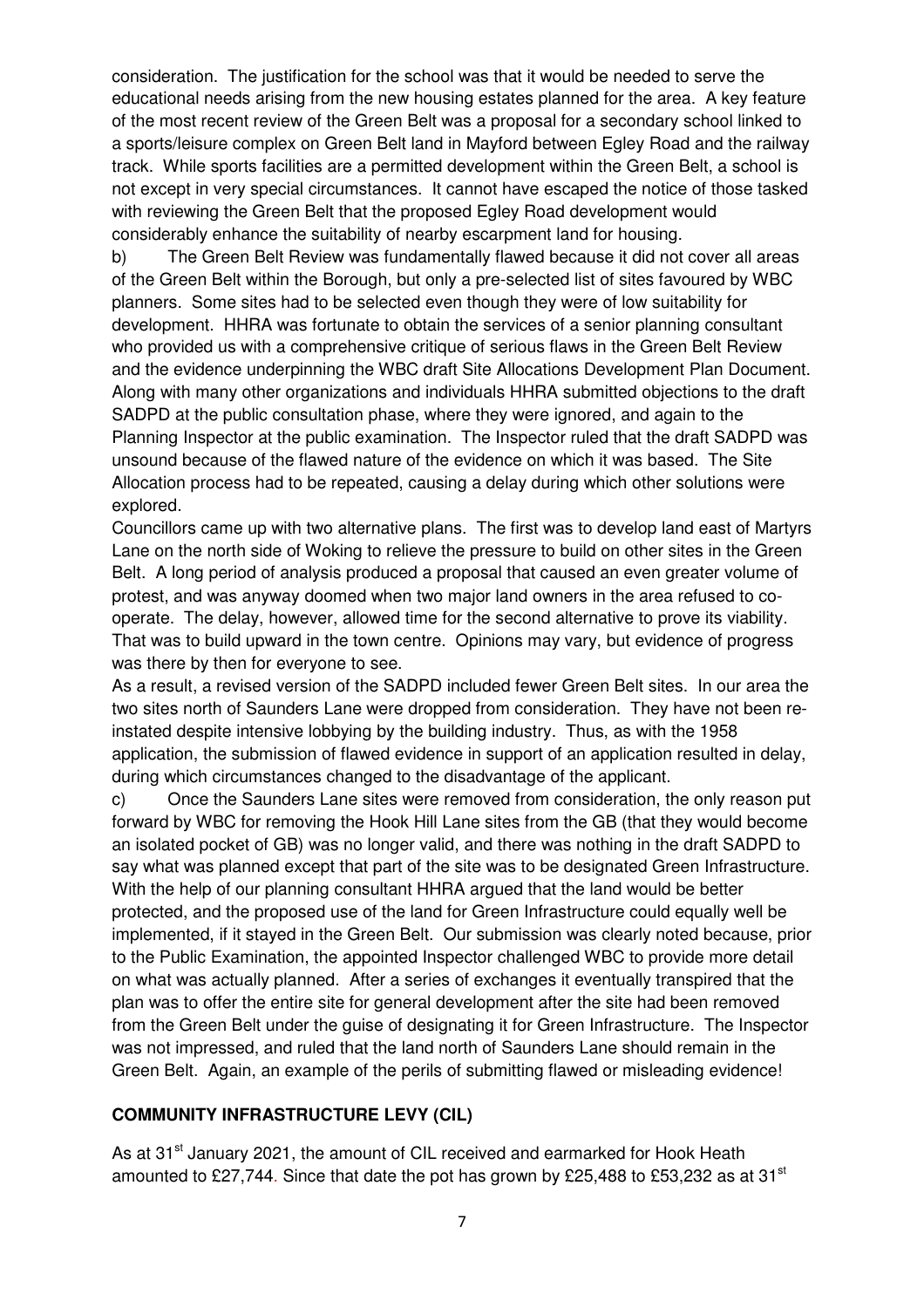consideration. The justification for the school was that it would be needed to serve the educational needs arising from the new housing estates planned for the area. A key feature of the most recent review of the Green Belt was a proposal for a secondary school linked to a sports/leisure complex on Green Belt land in Mayford between Egley Road and the railway track. While sports facilities are a permitted development within the Green Belt, a school is not except in very special circumstances. It cannot have escaped the notice of those tasked with reviewing the Green Belt that the proposed Egley Road development would considerably enhance the suitability of nearby escarpment land for housing.

b) The Green Belt Review was fundamentally flawed because it did not cover all areas of the Green Belt within the Borough, but only a pre-selected list of sites favoured by WBC planners. Some sites had to be selected even though they were of low suitability for development. HHRA was fortunate to obtain the services of a senior planning consultant who provided us with a comprehensive critique of serious flaws in the Green Belt Review and the evidence underpinning the WBC draft Site Allocations Development Plan Document. Along with many other organizations and individuals HHRA submitted objections to the draft SADPD at the public consultation phase, where they were ignored, and again to the Planning Inspector at the public examination. The Inspector ruled that the draft SADPD was unsound because of the flawed nature of the evidence on which it was based. The Site Allocation process had to be repeated, causing a delay during which other solutions were explored.

Councillors came up with two alternative plans. The first was to develop land east of Martyrs Lane on the north side of Woking to relieve the pressure to build on other sites in the Green Belt. A long period of analysis produced a proposal that caused an even greater volume of protest, and was anyway doomed when two major land owners in the area refused to co-operate. The delay, however, allowed time for the second alternative to prove its viability. That was to build upward in the town centre. Opinions may vary, but evidence of progress was there by then for everyone to see.

As a result, a revised version of the SADPD included fewer Green Belt sites. In our area the two sites north of Saunders Lane were dropped from consideration. They have not been re-instated despite intensive lobbying by the building industry. Thus, as with the 1958 application, the submission of flawed evidence in support of an application resulted in delay, during which circumstances changed to the disadvantage of the applicant.

c) Once the Saunders Lane sites were removed from consideration, the only reason put forward by WBC for removing the Hook Hill Lane sites from the GB (that they would become an isolated pocket of GB) was no longer valid, and there was nothing in the draft SADPD to say what was planned except that part of the site was to be designated Green Infrastructure. With the help of our planning consultant HHRA argued that the land would be better protected, and the proposed use of the land for Green Infrastructure could equally well be implemented, if it stayed in the Green Belt. Our submission was clearly noted because, prior to the Public Examination, the appointed Inspector challenged WBC to provide more detail on what was actually planned. After a series of exchanges it eventually transpired that the plan was to offer the entire site for general development after the site had been removed from the Green Belt under the guise of designating it for Green Infrastructure. The Inspector was not impressed, and ruled that the land north of Saunders Lane should remain in the Green Belt. Again, an example of the perils of submitting flawed or misleading evidence!

## COMMUNITY INFRASTRUCTURE LEVY (CIL)

As at 31st January 2021, the amount of CIL received and earmarked for Hook Heath amounted to £27,744. Since that date the pot has grown by £25,488 to £53,232 as at 31st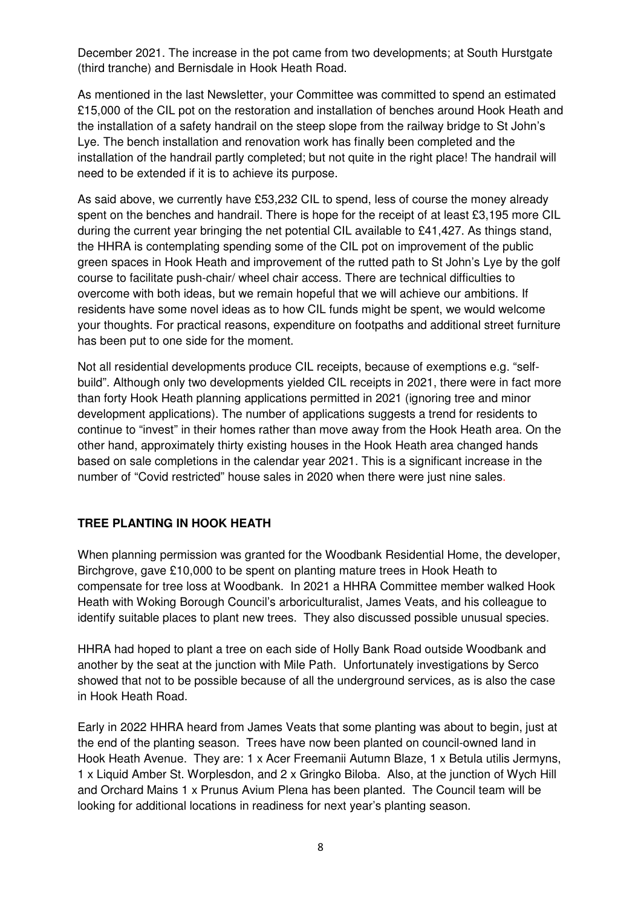December 2021. The increase in the pot came from two developments; at South Hurstgate (third tranche) and Bernisdale in Hook Heath Road.

As mentioned in the last Newsletter, your Committee was committed to spend an estimated £15,000 of the CIL pot on the restoration and installation of benches around Hook Heath and the installation of a safety handrail on the steep slope from the railway bridge to St John's Lye. The bench installation and renovation work has finally been completed and the installation of the handrail partly completed; but not quite in the right place! The handrail will need to be extended if it is to achieve its purpose.

As said above, we currently have £53,232 CIL to spend, less of course the money already spent on the benches and handrail. There is hope for the receipt of at least £3,195 more CIL during the current year bringing the net potential CIL available to £41,427. As things stand, the HHRA is contemplating spending some of the CIL pot on improvement of the public green spaces in Hook Heath and improvement of the rutted path to St John's Lye by the golf course to facilitate push-chair/ wheel chair access. There are technical difficulties to overcome with both ideas, but we remain hopeful that we will achieve our ambitions. If residents have some novel ideas as to how CIL funds might be spent, we would welcome your thoughts. For practical reasons, expenditure on footpaths and additional street furniture has been put to one side for the moment.

Not all residential developments produce CIL receipts, because of exemptions e.g. "self-build". Although only two developments yielded CIL receipts in 2021, there were in fact more than forty Hook Heath planning applications permitted in 2021 (ignoring tree and minor development applications). The number of applications suggests a trend for residents to continue to "invest" in their homes rather than move away from the Hook Heath area. On the other hand, approximately thirty existing houses in the Hook Heath area changed hands based on sale completions in the calendar year 2021. This is a significant increase in the number of "Covid restricted" house sales in 2020 when there were just nine sales.

**TREE PLANTING IN HOOK HEATH**

When planning permission was granted for the Woodbank Residential Home, the developer, Birchgrove, gave £10,000 to be spent on planting mature trees in Hook Heath to compensate for tree loss at Woodbank. In 2021 a HHRA Committee member walked Hook Heath with Woking Borough Council's arboriculturalist, James Veats, and his colleague to identify suitable places to plant new trees. They also discussed possible unusual species.

HHRA had hoped to plant a tree on each side of Holly Bank Road outside Woodbank and another by the seat at the junction with Mile Path. Unfortunately investigations by Serco showed that not to be possible because of all the underground services, as is also the case in Hook Heath Road.

Early in 2022 HHRA heard from James Veats that some planting was about to begin, just at the end of the planting season. Trees have now been planted on council-owned land in Hook Heath Avenue. They are: 1 x Acer Freemanii Autumn Blaze, 1 x Betula utilis Jermyns, 1 x Liquid Amber St. Worplesdon, and 2 x Gringko Biloba. Also, at the junction of Wych Hill and Orchard Mains 1 x Prunus Avium Plena has been planted. The Council team will be looking for additional locations in readiness for next year's planting season.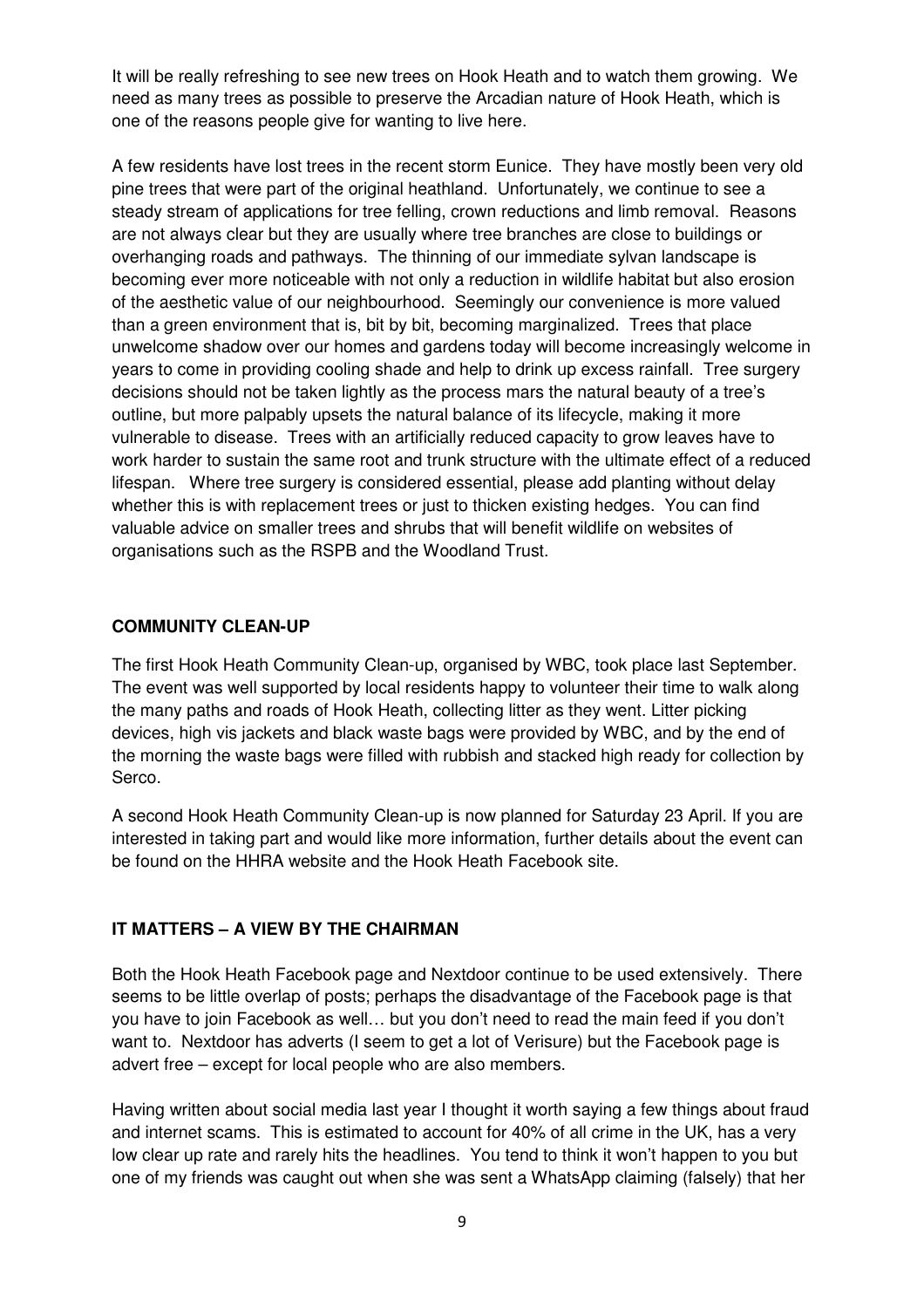It will be really refreshing to see new trees on Hook Heath and to watch them growing. We need as many trees as possible to preserve the Arcadian nature of Hook Heath, which is one of the reasons people give for wanting to live here.

A few residents have lost trees in the recent storm Eunice. They have mostly been very old pine trees that were part of the original heathland. Unfortunately, we continue to see a steady stream of applications for tree felling, crown reductions and limb removal. Reasons are not always clear but they are usually where tree branches are close to buildings or overhanging roads and pathways. The thinning of our immediate sylvan landscape is becoming ever more noticeable with not only a reduction in wildlife habitat but also erosion of the aesthetic value of our neighbourhood. Seemingly our convenience is more valued than a green environment that is, bit by bit, becoming marginalized. Trees that place unwelcome shadow over our homes and gardens today will become increasingly welcome in years to come in providing cooling shade and help to drink up excess rainfall. Tree surgery decisions should not be taken lightly as the process mars the natural beauty of a tree's outline, but more palpably upsets the natural balance of its lifecycle, making it more vulnerable to disease. Trees with an artificially reduced capacity to grow leaves have to work harder to sustain the same root and trunk structure with the ultimate effect of a reduced lifespan. Where tree surgery is considered essential, please add planting without delay whether this is with replacement trees or just to thicken existing hedges. You can find valuable advice on smaller trees and shrubs that will benefit wildlife on websites of organisations such as the RSPB and the Woodland Trust.

## COMMUNITY CLEAN-UP

The first Hook Heath Community Clean-up, organised by WBC, took place last September. The event was well supported by local residents happy to volunteer their time to walk along the many paths and roads of Hook Heath, collecting litter as they went. Litter picking devices, high vis jackets and black waste bags were provided by WBC, and by the end of the morning the waste bags were filled with rubbish and stacked high ready for collection by Serco.

A second Hook Heath Community Clean-up is now planned for Saturday 23 April. If you are interested in taking part and would like more information, further details about the event can be found on the HHRA website and the Hook Heath Facebook site.

## IT MATTERS – A VIEW BY THE CHAIRMAN

Both the Hook Heath Facebook page and Nextdoor continue to be used extensively. There seems to be little overlap of posts; perhaps the disadvantage of the Facebook page is that you have to join Facebook as well… but you don't need to read the main feed if you don't want to. Nextdoor has adverts (I seem to get a lot of Verisure) but the Facebook page is advert free – except for local people who are also members.

Having written about social media last year I thought it worth saying a few things about fraud and internet scams. This is estimated to account for 40% of all crime in the UK, has a very low clear up rate and rarely hits the headlines. You tend to think it won't happen to you but one of my friends was caught out when she was sent a WhatsApp claiming (falsely) that her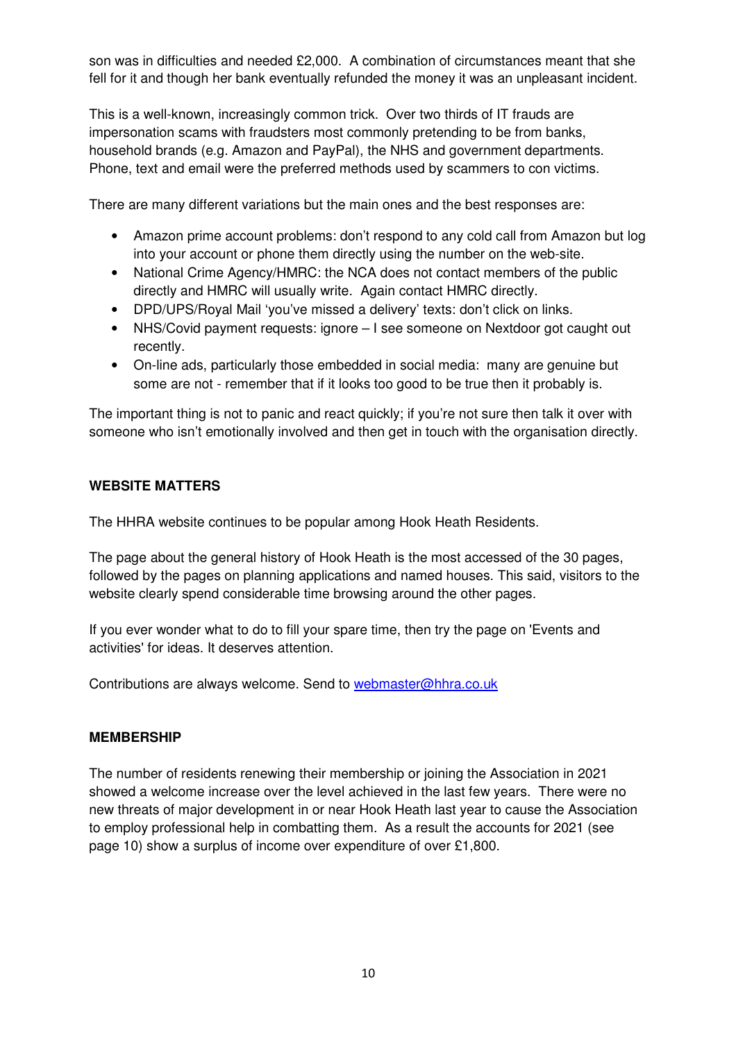son was in difficulties and needed £2,000. A combination of circumstances meant that she fell for it and though her bank eventually refunded the money it was an unpleasant incident.

This is a well-known, increasingly common trick. Over two thirds of IT frauds are impersonation scams with fraudsters most commonly pretending to be from banks, household brands (e.g. Amazon and PayPal), the NHS and government departments. Phone, text and email were the preferred methods used by scammers to con victims.

There are many different variations but the main ones and the best responses are:

- Amazon prime account problems: don't respond to any cold call from Amazon but log into your account or phone them directly using the number on the web-site.
- National Crime Agency/HMRC: the NCA does not contact members of the public directly and HMRC will usually write. Again contact HMRC directly.
- DPD/UPS/Royal Mail 'you've missed a delivery' texts: don't click on links.
- NHS/Covid payment requests: ignore – I see someone on Nextdoor got caught out recently.
- On-line ads, particularly those embedded in social media: many are genuine but some are not - remember that if it looks too good to be true then it probably is.

The important thing is not to panic and react quickly; if you're not sure then talk it over with someone who isn't emotionally involved and then get in touch with the organisation directly.

## WEBSITE MATTERS

The HHRA website continues to be popular among Hook Heath Residents.

The page about the general history of Hook Heath is the most accessed of the 30 pages, followed by the pages on planning applications and named houses. This said, visitors to the website clearly spend considerable time browsing around the other pages.

If you ever wonder what to do to fill your spare time, then try the page on 'Events and activities' for ideas. It deserves attention.

Contributions are always welcome. Send to webmaster@hhra.co.uk

## MEMBERSHIP

The number of residents renewing their membership or joining the Association in 2021 showed a welcome increase over the level achieved in the last few years. There were no new threats of major development in or near Hook Heath last year to cause the Association to employ professional help in combatting them. As a result the accounts for 2021 (see page 10) show a surplus of income over expenditure of over £1,800.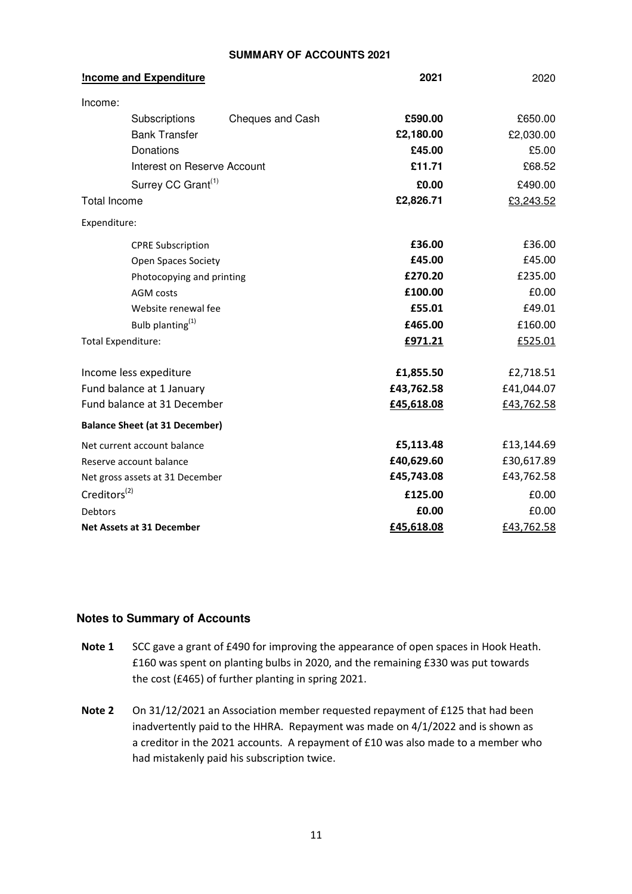# SUMMARY OF ACCOUNTS 2021

| **!ncome and Expenditure** | | **2021** | 2020 |
|---|---|---|---|
| Income: | | | |
| Subscriptions | Cheques and Cash | **£590.00** | £650.00 |
| Bank Transfer | | **£2,180.00** | £2,030.00 |
| Donations | | **£45.00** | £5.00 |
| Interest on Reserve Account | | **£11.71** | £68.52 |
| Surrey CC Grant[1] | | **£0.00** | £490.00 |
| Total Income | | **£2,826.71** | £3,243.52 |
| Expenditure: | | | |
| CPRE Subscription | | **£36.00** | £36.00 |
| Open Spaces Society | | **£45.00** | £45.00 |
| Photocopying and printing | | **£270.20** | £235.00 |
| AGM costs | | **£100.00** | £0.00 |
| Website renewal fee | | **£55.01** | £49.01 |
| Bulb planting[1] | | **£465.00** | £160.00 |
| Total Expenditure: | | **£971.21** | £525.01 |
| Income less expediture | | **£1,855.50** | £2,718.51 |
| Fund balance at 1 January | | **£43,762.58** | £41,044.07 |
| Fund balance at 31 December | | **£45,618.08** | £43,762.58 |
| **Balance Sheet (at 31 December)** | | | |
| Net current account balance | | **£5,113.48** | £13,144.69 |
| Reserve account balance | | **£40,629.60** | £30,617.89 |
| Net gross assets at 31 December | | **£45,743.08** | £43,762.58 |
| Creditors[2] | | **£125.00** | £0.00 |
| Debtors | | **£0.00** | £0.00 |
| **Net Assets at 31 December** | | **£45,618.08** | £43,762.58 |

## Notes to Summary of Accounts

**Note 1** SCC gave a grant of £490 for improving the appearance of open spaces in Hook Heath. £160 was spent on planting bulbs in 2020, and the remaining £330 was put towards the cost (£465) of further planting in spring 2021.

**Note 2** On 31/12/2021 an Association member requested repayment of £125 that had been inadvertently paid to the HHRA. Repayment was made on 4/1/2022 and is shown as a creditor in the 2021 accounts. A repayment of £10 was also made to a member who had mistakenly paid his subscription twice.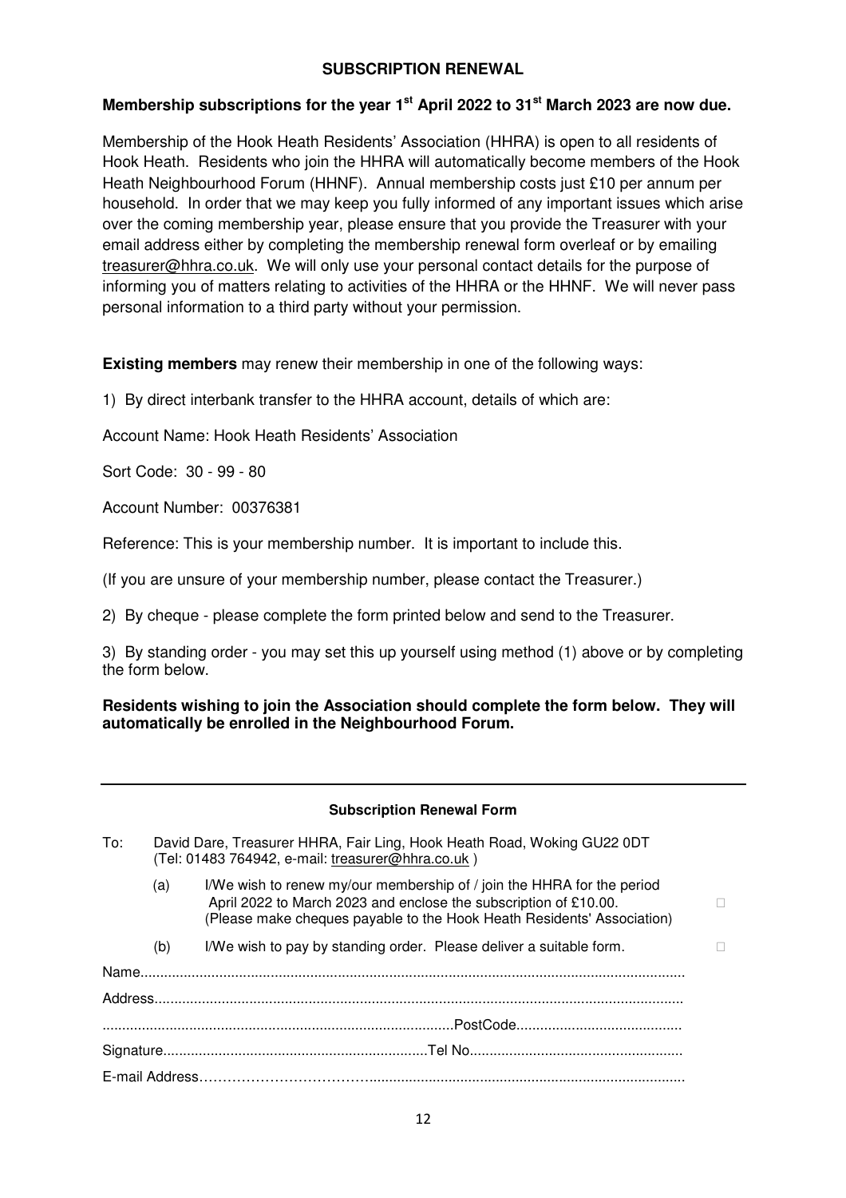## SUBSCRIPTION RENEWAL

**Membership subscriptions for the year 1st April 2022 to 31st March 2023 are now due.**

Membership of the Hook Heath Residents' Association (HHRA) is open to all residents of Hook Heath. Residents who join the HHRA will automatically become members of the Hook Heath Neighbourhood Forum (HHNF). Annual membership costs just £10 per annum per household. In order that we may keep you fully informed of any important issues which arise over the coming membership year, please ensure that you provide the Treasurer with your email address either by completing the membership renewal form overleaf or by emailing treasurer@hhra.co.uk. We will only use your personal contact details for the purpose of informing you of matters relating to activities of the HHRA or the HHNF. We will never pass personal information to a third party without your permission.

**Existing members** may renew their membership in one of the following ways:

1) By direct interbank transfer to the HHRA account, details of which are:

Account Name: Hook Heath Residents' Association

Sort Code: 30 - 99 - 80

Account Number: 00376381

Reference: This is your membership number. It is important to include this.

(If you are unsure of your membership number, please contact the Treasurer.)

2) By cheque - please complete the form printed below and send to the Treasurer.

3) By standing order - you may set this up yourself using method (1) above or by completing the form below.

**Residents wishing to join the Association should complete the form below. They will automatically be enrolled in the Neighbourhood Forum.**

---

### Subscription Renewal Form

To: David Dare, Treasurer HHRA, Fair Ling, Hook Heath Road, Woking GU22 0DT (Tel: 01483 764942, e-mail: treasurer@hhra.co.uk )

(a) I/We wish to renew my/our membership of / join the HHRA for the period April 2022 to March 2023 and enclose the subscription of £10.00. (Please make cheques payable to the Hook Heath Residents' Association) ☐

(b) I/We wish to pay by standing order. Please deliver a suitable form. ☐

Name........................................................................................................................................

Address....................................................................................................................................

........................................................................................PostCode..........................................

Signature..................................................................Tel No.....................................................

E-mail Address……………………………...............................................................................